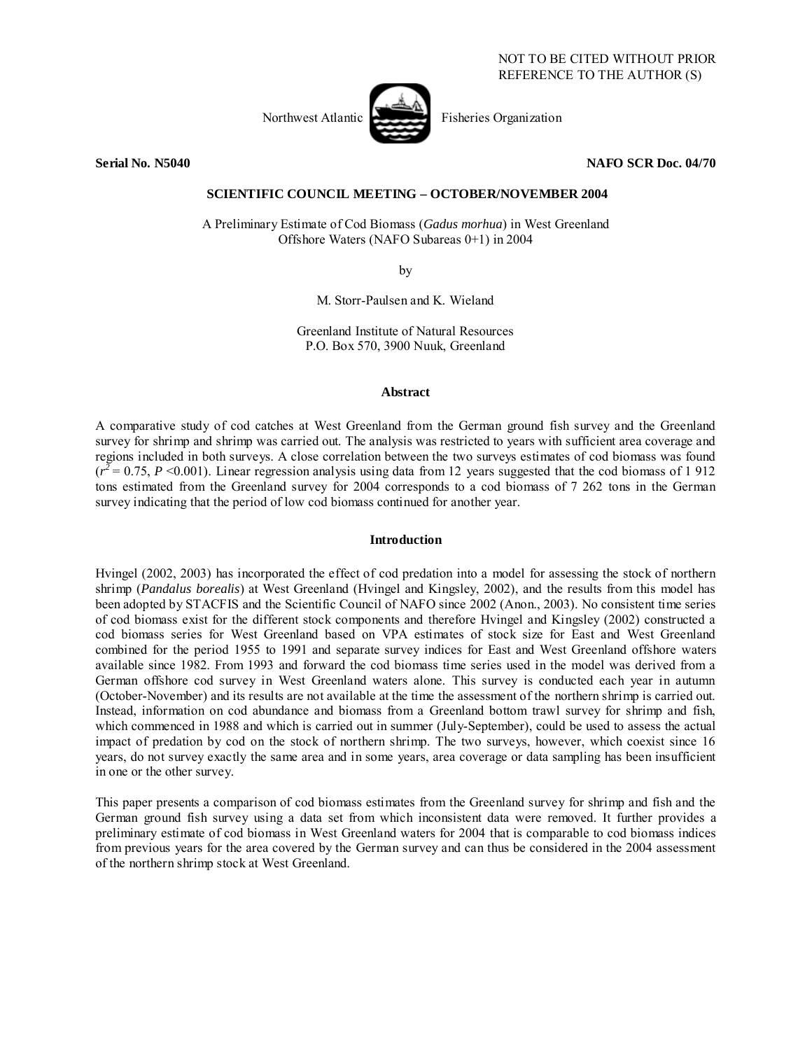NOT TO BE CITED WITHOUT PRIOR REFERENCE TO THE AUTHOR (S)

Northwest Atlantic Fisheries Organization

**Serial No. N5040** **NAFO SCR Doc. 04/70**

**SCIENTIFIC COUNCIL MEETING – OCTOBER/NOVEMBER 2004**

A Preliminary Estimate of Cod Biomass (*Gadus morhua*) in West Greenland Offshore Waters (NAFO Subareas 0+1) in 2004

by

M. Storr-Paulsen and K. Wieland

Greenland Institute of Natural Resources
P.O. Box 570, 3900 Nuuk, Greenland

## Abstract

A comparative study of cod catches at West Greenland from the German ground fish survey and the Greenland survey for shrimp and shrimp was carried out. The analysis was restricted to years with sufficient area coverage and regions included in both surveys. A close correlation between the two surveys estimates of cod biomass was found ($r^2 = 0.75$, $P < 0.001$). Linear regression analysis using data from 12 years suggested that the cod biomass of 1 912 tons estimated from the Greenland survey for 2004 corresponds to a cod biomass of 7 262 tons in the German survey indicating that the period of low cod biomass continued for another year.

## Introduction

Hvingel (2002, 2003) has incorporated the effect of cod predation into a model for assessing the stock of northern shrimp (*Pandalus borealis*) at West Greenland (Hvingel and Kingsley, 2002), and the results from this model has been adopted by STACFIS and the Scientific Council of NAFO since 2002 (Anon., 2003). No consistent time series of cod biomass exist for the different stock components and therefore Hvingel and Kingsley (2002) constructed a cod biomass series for West Greenland based on VPA estimates of stock size for East and West Greenland combined for the period 1955 to 1991 and separate survey indices for East and West Greenland offshore waters available since 1982. From 1993 and forward the cod biomass time series used in the model was derived from a German offshore cod survey in West Greenland waters alone. This survey is conducted each year in autumn (October-November) and its results are not available at the time the assessment of the northern shrimp is carried out. Instead, information on cod abundance and biomass from a Greenland bottom trawl survey for shrimp and fish, which commenced in 1988 and which is carried out in summer (July-September), could be used to assess the actual impact of predation by cod on the stock of northern shrimp. The two surveys, however, which coexist since 16 years, do not survey exactly the same area and in some years, area coverage or data sampling has been insufficient in one or the other survey.

This paper presents a comparison of cod biomass estimates from the Greenland survey for shrimp and fish and the German ground fish survey using a data set from which inconsistent data were removed. It further provides a preliminary estimate of cod biomass in West Greenland waters for 2004 that is comparable to cod biomass indices from previous years for the area covered by the German survey and can thus be considered in the 2004 assessment of the northern shrimp stock at West Greenland.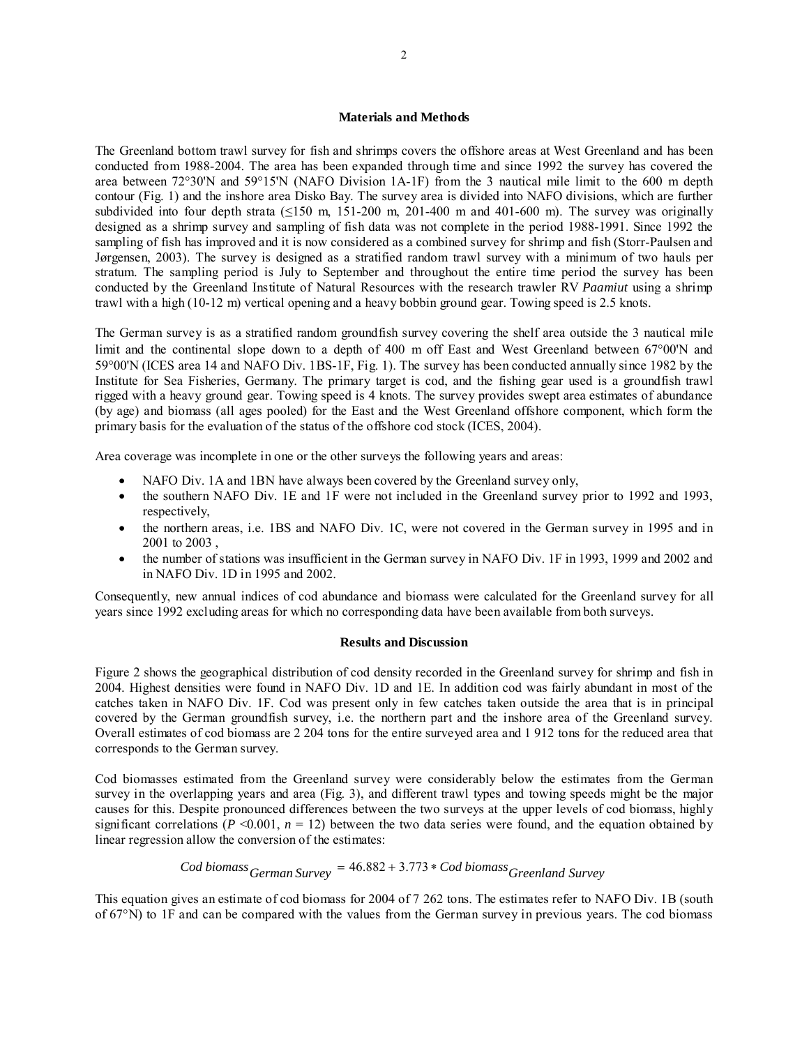## Materials and Methods

The Greenland bottom trawl survey for fish and shrimps covers the offshore areas at West Greenland and has been conducted from 1988-2004. The area has been expanded through time and since 1992 the survey has covered the area between 72°30'N and 59°15'N (NAFO Division 1A-1F) from the 3 nautical mile limit to the 600 m depth contour (Fig. 1) and the inshore area Disko Bay. The survey area is divided into NAFO divisions, which are further subdivided into four depth strata (≤150 m, 151-200 m, 201-400 m and 401-600 m). The survey was originally designed as a shrimp survey and sampling of fish data was not complete in the period 1988-1991. Since 1992 the sampling of fish has improved and it is now considered as a combined survey for shrimp and fish (Storr-Paulsen and Jørgensen, 2003). The survey is designed as a stratified random trawl survey with a minimum of two hauls per stratum. The sampling period is July to September and throughout the entire time period the survey has been conducted by the Greenland Institute of Natural Resources with the research trawler RV *Paamiut* using a shrimp trawl with a high (10-12 m) vertical opening and a heavy bobbin ground gear. Towing speed is 2.5 knots.

The German survey is as a stratified random groundfish survey covering the shelf area outside the 3 nautical mile limit and the continental slope down to a depth of 400 m off East and West Greenland between 67°00'N and 59°00'N (ICES area 14 and NAFO Div. 1BS-1F, Fig. 1). The survey has been conducted annually since 1982 by the Institute for Sea Fisheries, Germany. The primary target is cod, and the fishing gear used is a groundfish trawl rigged with a heavy ground gear. Towing speed is 4 knots. The survey provides swept area estimates of abundance (by age) and biomass (all ages pooled) for the East and the West Greenland offshore component, which form the primary basis for the evaluation of the status of the offshore cod stock (ICES, 2004).

Area coverage was incomplete in one or the other surveys the following years and areas:

- NAFO Div. 1A and 1BN have always been covered by the Greenland survey only,
- the southern NAFO Div. 1E and 1F were not included in the Greenland survey prior to 1992 and 1993, respectively,
- the northern areas, i.e. 1BS and NAFO Div. 1C, were not covered in the German survey in 1995 and in 2001 to 2003 ,
- the number of stations was insufficient in the German survey in NAFO Div. 1F in 1993, 1999 and 2002 and in NAFO Div. 1D in 1995 and 2002.

Consequently, new annual indices of cod abundance and biomass were calculated for the Greenland survey for all years since 1992 excluding areas for which no corresponding data have been available from both surveys.

## Results and Discussion

Figure 2 shows the geographical distribution of cod density recorded in the Greenland survey for shrimp and fish in 2004. Highest densities were found in NAFO Div. 1D and 1E. In addition cod was fairly abundant in most of the catches taken in NAFO Div. 1F. Cod was present only in few catches taken outside the area that is in principal covered by the German groundfish survey, i.e. the northern part and the inshore area of the Greenland survey. Overall estimates of cod biomass are 2 204 tons for the entire surveyed area and 1 912 tons for the reduced area that corresponds to the German survey.

Cod biomasses estimated from the Greenland survey were considerably below the estimates from the German survey in the overlapping years and area (Fig. 3), and different trawl types and towing speeds might be the major causes for this. Despite pronounced differences between the two surveys at the upper levels of cod biomass, highly significant correlations ($P < 0.001$, $n = 12$) between the two data series were found, and the equation obtained by linear regression allow the conversion of the estimates:

$$Cod\ biomass_{German\ Survey} = 46.882 + 3.773 * Cod\ biomass_{Greenland\ Survey}$$

This equation gives an estimate of cod biomass for 2004 of 7 262 tons. The estimates refer to NAFO Div. 1B (south of 67°N) to 1F and can be compared with the values from the German survey in previous years. The cod biomass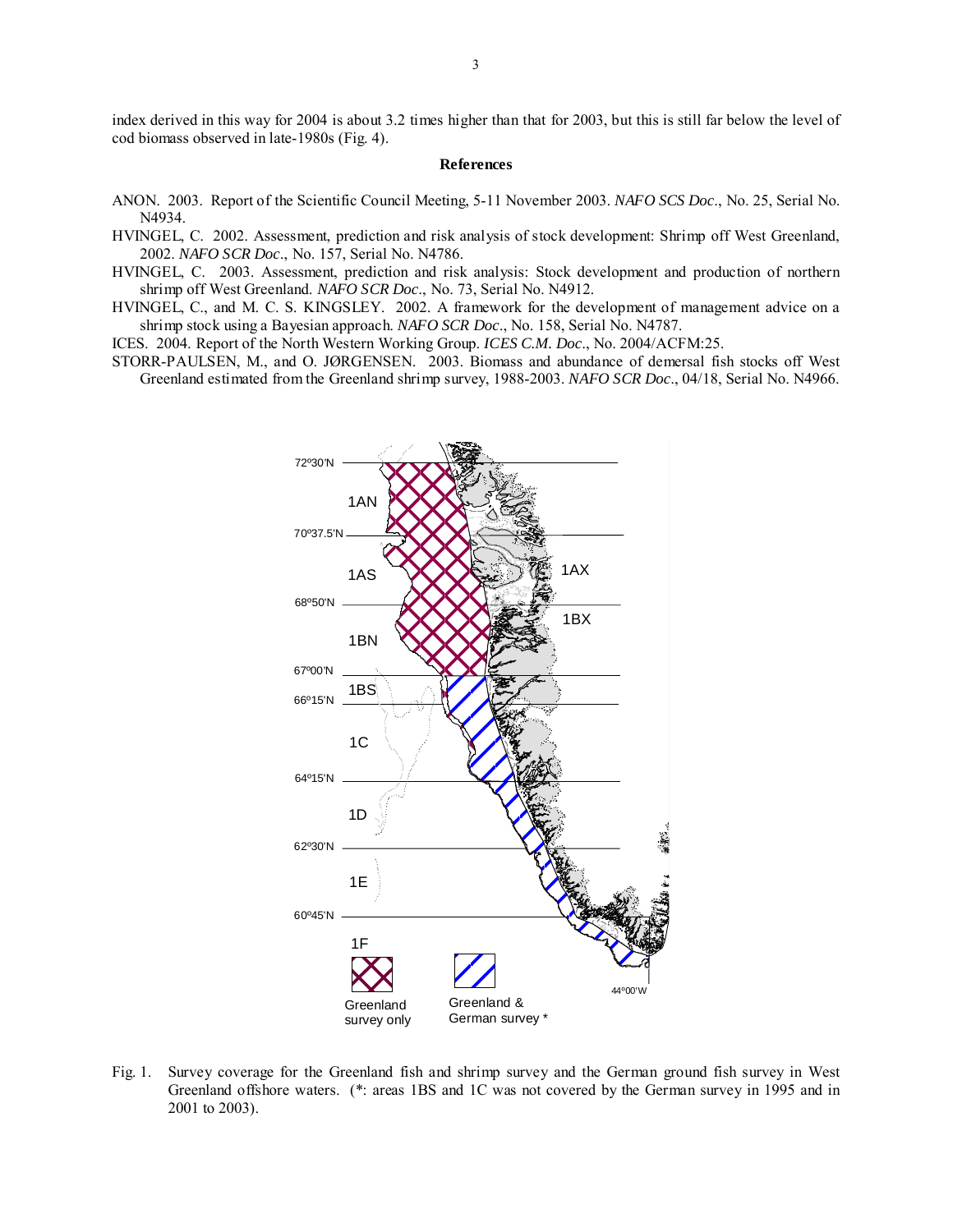index derived in this way for 2004 is about 3.2 times higher than that for 2003, but this is still far below the level of cod biomass observed in late-1980s (Fig. 4).

## References

ANON. 2003. Report of the Scientific Council Meeting, 5-11 November 2003. *NAFO SCS Doc*., No. 25, Serial No. N4934.

HVINGEL, C. 2002. Assessment, prediction and risk analysis of stock development: Shrimp off West Greenland, 2002. *NAFO SCR Doc*., No. 157, Serial No. N4786.

HVINGEL, C. 2003. Assessment, prediction and risk analysis: Stock development and production of northern shrimp off West Greenland. *NAFO SCR Doc*., No. 73, Serial No. N4912.

HVINGEL, C., and M. C. S. KINGSLEY. 2002. A framework for the development of management advice on a shrimp stock using a Bayesian approach. *NAFO SCR Doc*., No. 158, Serial No. N4787.

ICES. 2004. Report of the North Western Working Group. *ICES C.M. Doc*., No. 2004/ACFM:25.

STORR-PAULSEN, M., and O. JØRGENSEN. 2003. Biomass and abundance of demersal fish stocks off West Greenland estimated from the Greenland shrimp survey, 1988-2003. *NAFO SCR Doc*., 04/18, Serial No. N4966.

Fig. 1. Survey coverage for the Greenland fish and shrimp survey and the German ground fish survey in West Greenland offshore waters. (*: areas 1BS and 1C was not covered by the German survey in 1995 and in 2001 to 2003).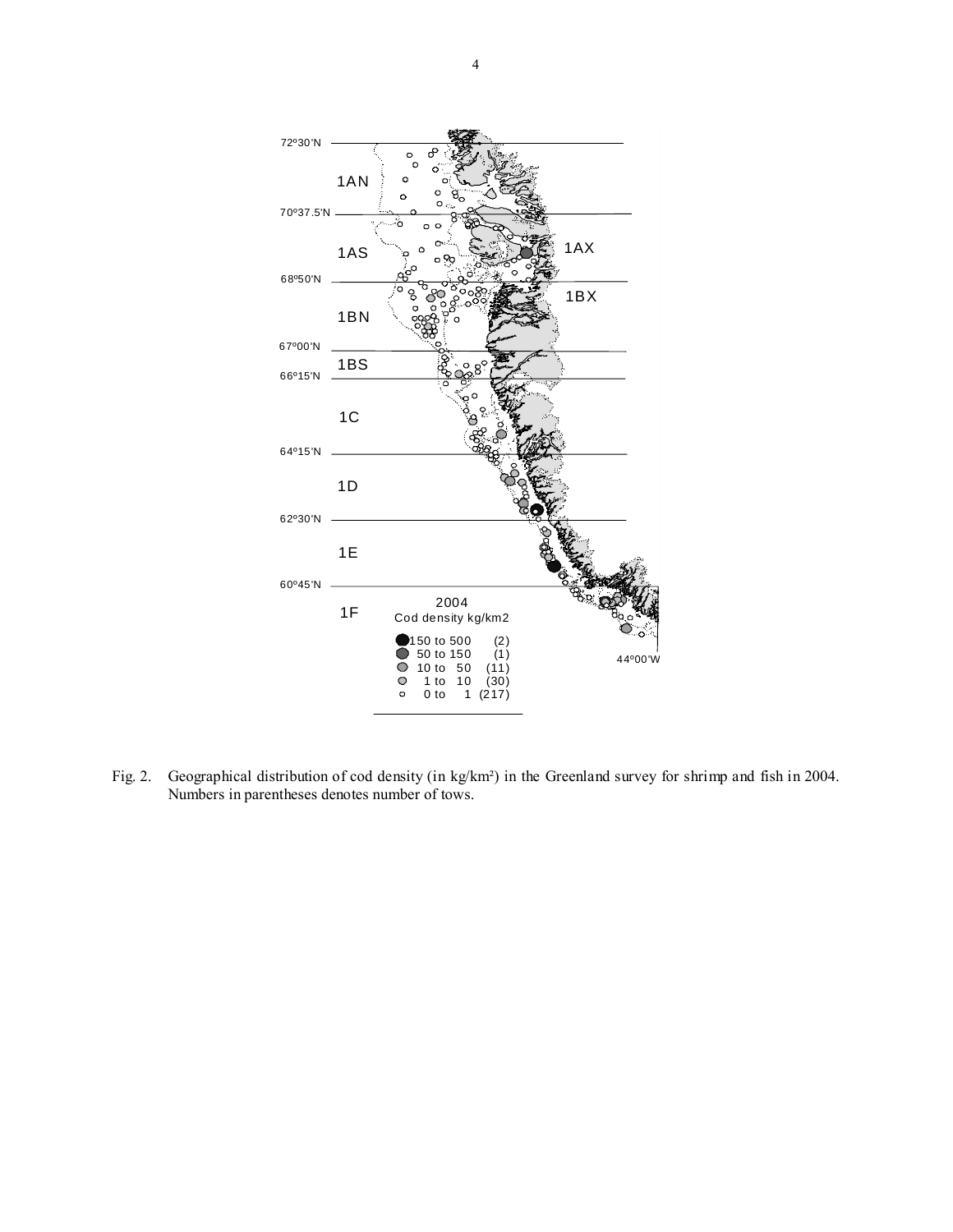Fig. 2. Geographical distribution of cod density (in kg/km²) in the Greenland survey for shrimp and fish in 2004. Numbers in parentheses denotes number of tows.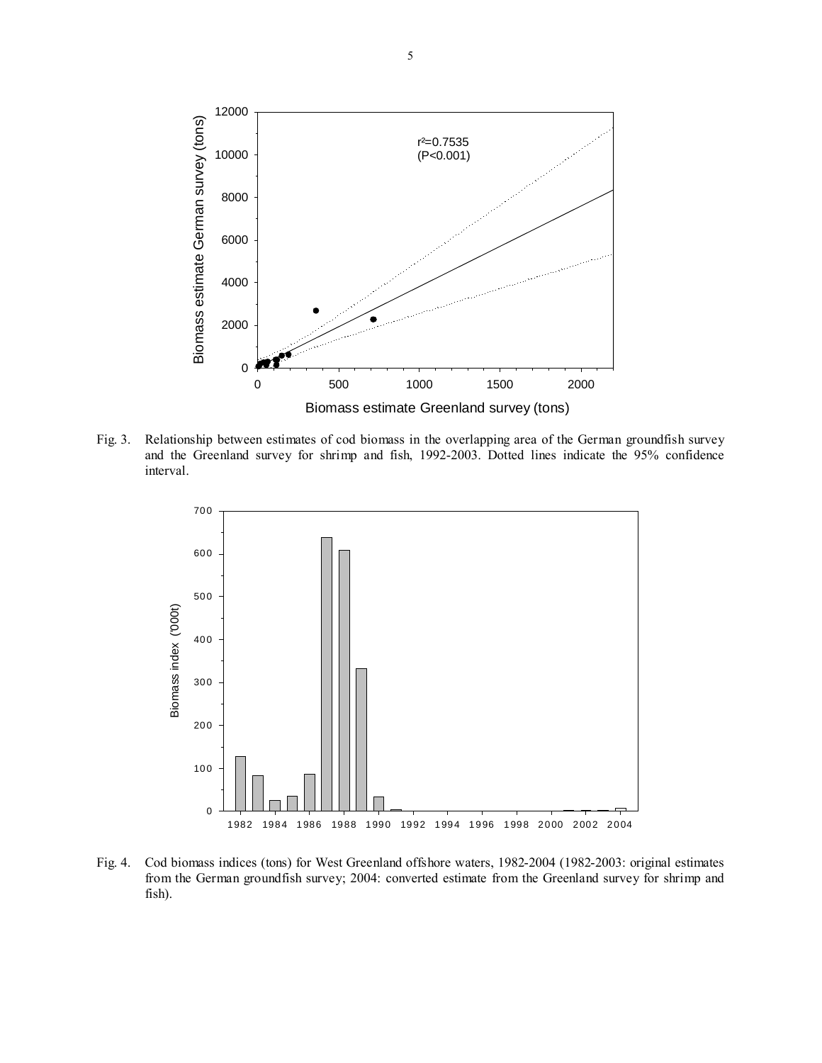Biomass estimate German survey (tons)

12000
10000
8000
6000
4000
2000
0

0
500
1000
1500
2000

Biomass estimate Greenland survey (tons)

r²=0.7535
(P<0.001)

Fig. 3. Relationship between estimates of cod biomass in the overlapping area of the German groundfish survey and the Greenland survey for shrimp and fish, 1992-2003. Dotted lines indicate the 95% confidence interval.

Biomass index ('000t)

700
600
500
400
300
200
100
0

1982 1984 1986 1988 1990 1992 1994 1996 1998 2000 2002 2004

Fig. 4. Cod biomass indices (tons) for West Greenland offshore waters, 1982-2004 (1982-2003: original estimates from the German groundfish survey; 2004: converted estimate from the Greenland survey for shrimp and fish).